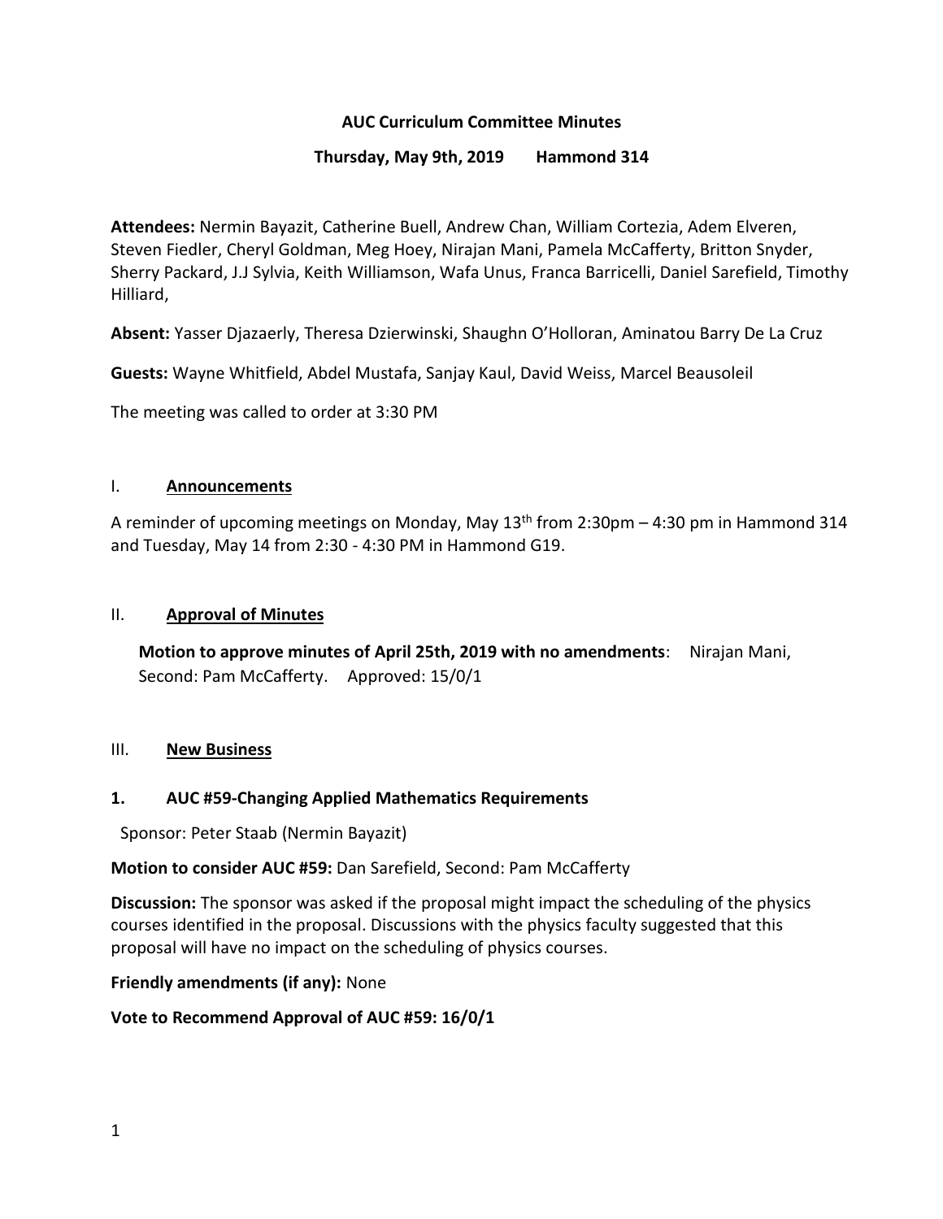# AUC Curriculum Committee Minutes

**Thursday, May 9th, 2019 Hammond 314**

**Attendees:** Nermin Bayazit, Catherine Buell, Andrew Chan, William Cortezia, Adem Elveren, Steven Fiedler, Cheryl Goldman, Meg Hoey, Nirajan Mani, Pamela McCafferty, Britton Snyder, Sherry Packard, J.J Sylvia, Keith Williamson, Wafa Unus, Franca Barricelli, Daniel Sarefield, Timothy Hilliard,

**Absent:** Yasser Djazaerly, Theresa Dzierwinski, Shaughn O'Holloran, Aminatou Barry De La Cruz

**Guests:** Wayne Whitfield, Abdel Mustafa, Sanjay Kaul, David Weiss, Marcel Beausoleil

The meeting was called to order at 3:30 PM

## I. Announcements

A reminder of upcoming meetings on Monday, May 13th from 2:30pm – 4:30 pm in Hammond 314 and Tuesday, May 14 from 2:30 - 4:30 PM in Hammond G19.

## II. Approval of Minutes

**Motion to approve minutes of April 25th, 2019 with no amendments**: Nirajan Mani, Second: Pam McCafferty. Approved: 15/0/1

## III. New Business

### 1. AUC #59-Changing Applied Mathematics Requirements

Sponsor: Peter Staab (Nermin Bayazit)

**Motion to consider AUC #59:** Dan Sarefield, Second: Pam McCafferty

**Discussion:** The sponsor was asked if the proposal might impact the scheduling of the physics courses identified in the proposal. Discussions with the physics faculty suggested that this proposal will have no impact on the scheduling of physics courses.

**Friendly amendments (if any):** None

**Vote to Recommend Approval of AUC #59: 16/0/1**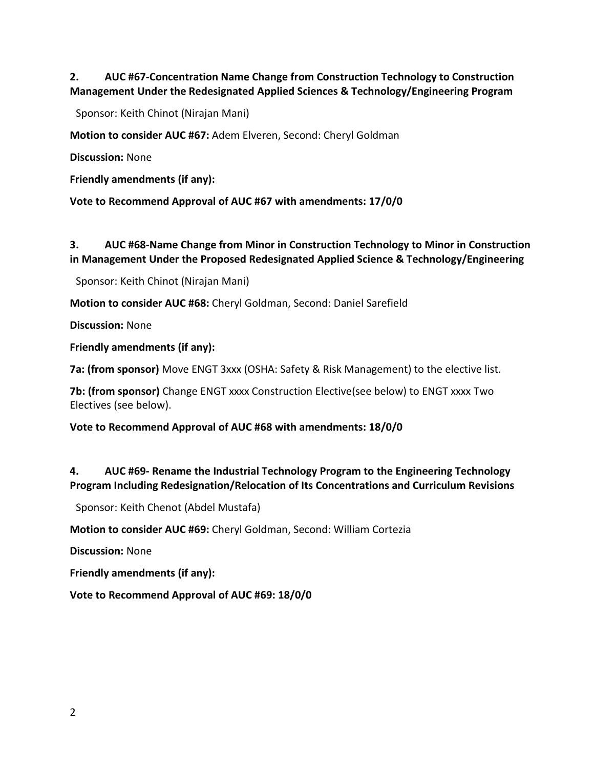**2. AUC #67-Concentration Name Change from Construction Technology to Construction Management Under the Redesignated Applied Sciences & Technology/Engineering Program**

Sponsor: Keith Chinot (Nirajan Mani)

**Motion to consider AUC #67:** Adem Elveren, Second: Cheryl Goldman

**Discussion:** None

**Friendly amendments (if any):**

**Vote to Recommend Approval of AUC #67 with amendments: 17/0/0**

**3. AUC #68-Name Change from Minor in Construction Technology to Minor in Construction in Management Under the Proposed Redesignated Applied Science & Technology/Engineering**

Sponsor: Keith Chinot (Nirajan Mani)

**Motion to consider AUC #68:** Cheryl Goldman, Second: Daniel Sarefield

**Discussion:** None

**Friendly amendments (if any):**

**7a: (from sponsor)** Move ENGT 3xxx (OSHA: Safety & Risk Management) to the elective list.

**7b: (from sponsor)** Change ENGT xxxx Construction Elective(see below) to ENGT xxxx Two Electives (see below).

**Vote to Recommend Approval of AUC #68 with amendments: 18/0/0**

**4. AUC #69- Rename the Industrial Technology Program to the Engineering Technology Program Including Redesignation/Relocation of Its Concentrations and Curriculum Revisions**

Sponsor: Keith Chenot (Abdel Mustafa)

**Motion to consider AUC #69:** Cheryl Goldman, Second: William Cortezia

**Discussion:** None

**Friendly amendments (if any):**

**Vote to Recommend Approval of AUC #69: 18/0/0**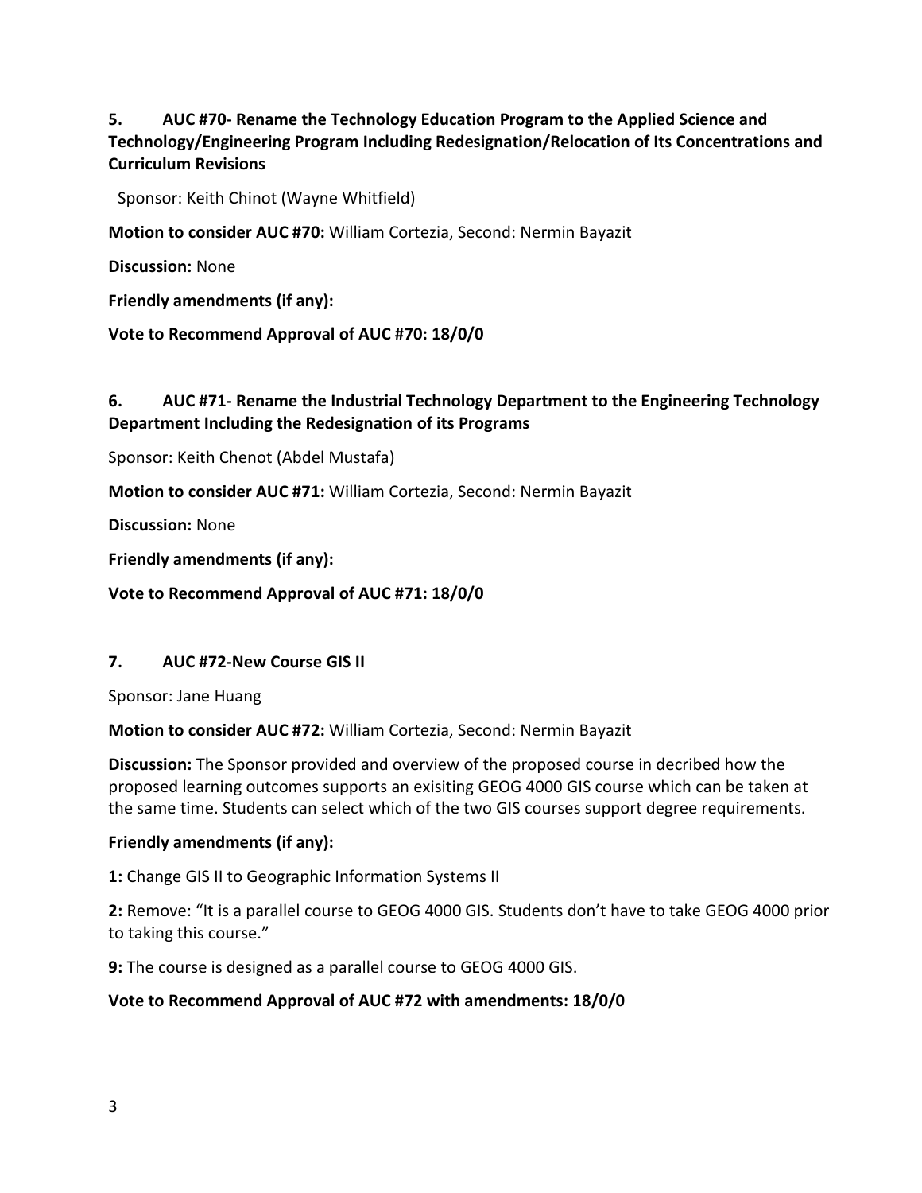**5. AUC #70- Rename the Technology Education Program to the Applied Science and Technology/Engineering Program Including Redesignation/Relocation of Its Concentrations and Curriculum Revisions**

Sponsor: Keith Chinot (Wayne Whitfield)

**Motion to consider AUC #70:** William Cortezia, Second: Nermin Bayazit

**Discussion:** None

**Friendly amendments (if any):**

**Vote to Recommend Approval of AUC #70: 18/0/0**

**6. AUC #71- Rename the Industrial Technology Department to the Engineering Technology Department Including the Redesignation of its Programs**

Sponsor: Keith Chenot (Abdel Mustafa)

**Motion to consider AUC #71:** William Cortezia, Second: Nermin Bayazit

**Discussion:** None

**Friendly amendments (if any):**

**Vote to Recommend Approval of AUC #71: 18/0/0**

**7. AUC #72-New Course GIS II**

Sponsor: Jane Huang

**Motion to consider AUC #72:** William Cortezia, Second: Nermin Bayazit

**Discussion:** The Sponsor provided and overview of the proposed course in decribed how the proposed learning outcomes supports an exisiting GEOG 4000 GIS course which can be taken at the same time. Students can select which of the two GIS courses support degree requirements.

**Friendly amendments (if any):**

**1:** Change GIS II to Geographic Information Systems II

**2:** Remove: "It is a parallel course to GEOG 4000 GIS. Students don't have to take GEOG 4000 prior to taking this course."

**9:** The course is designed as a parallel course to GEOG 4000 GIS.

**Vote to Recommend Approval of AUC #72 with amendments: 18/0/0**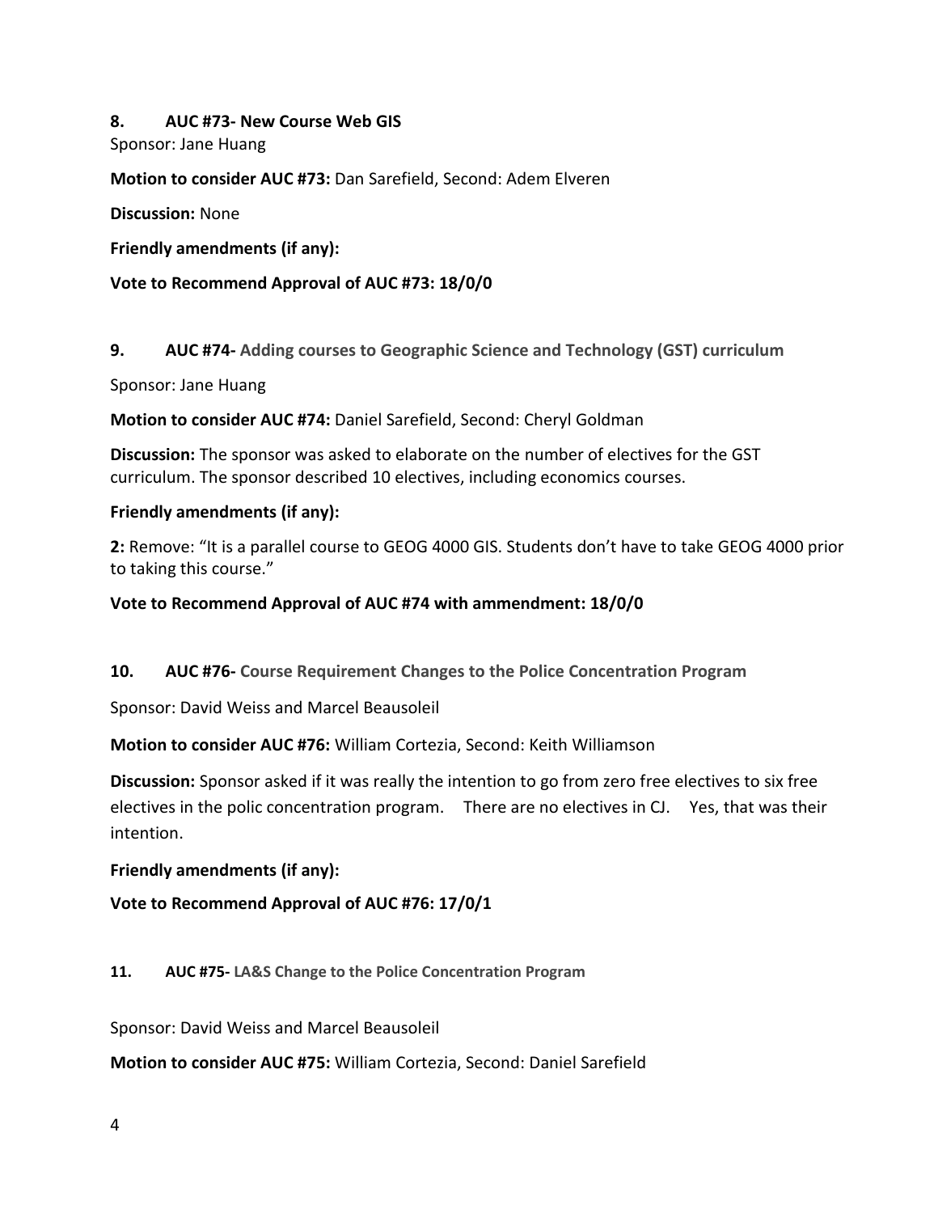**8. AUC #73- New Course Web GIS**

Sponsor: Jane Huang

**Motion to consider AUC #73:** Dan Sarefield, Second: Adem Elveren

**Discussion:** None

**Friendly amendments (if any):**

**Vote to Recommend Approval of AUC #73: 18/0/0**

**9. AUC #74- Adding courses to Geographic Science and Technology (GST) curriculum**

Sponsor: Jane Huang

**Motion to consider AUC #74:** Daniel Sarefield, Second: Cheryl Goldman

**Discussion:** The sponsor was asked to elaborate on the number of electives for the GST curriculum. The sponsor described 10 electives, including economics courses.

**Friendly amendments (if any):**

**2:** Remove: "It is a parallel course to GEOG 4000 GIS. Students don't have to take GEOG 4000 prior to taking this course."

**Vote to Recommend Approval of AUC #74 with ammendment: 18/0/0**

**10. AUC #76- Course Requirement Changes to the Police Concentration Program**

Sponsor: David Weiss and Marcel Beausoleil

**Motion to consider AUC #76:** William Cortezia, Second: Keith Williamson

**Discussion:** Sponsor asked if it was really the intention to go from zero free electives to six free electives in the polic concentration program. There are no electives in CJ. Yes, that was their intention.

**Friendly amendments (if any):**

**Vote to Recommend Approval of AUC #76: 17/0/1**

**11. AUC #75- LA&S Change to the Police Concentration Program**

Sponsor: David Weiss and Marcel Beausoleil

**Motion to consider AUC #75:** William Cortezia, Second: Daniel Sarefield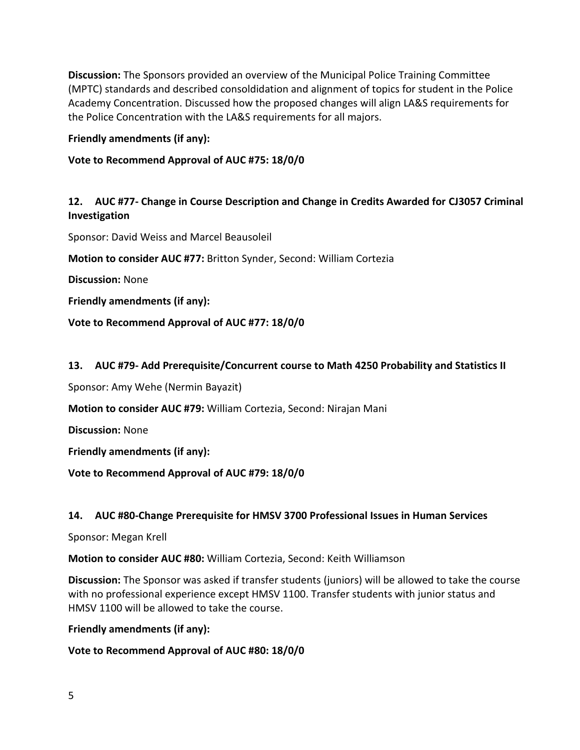**Discussion:** The Sponsors provided an overview of the Municipal Police Training Committee (MPTC) standards and described consoldidation and alignment of topics for student in the Police Academy Concentration. Discussed how the proposed changes will align LA&S requirements for the Police Concentration with the LA&S requirements for all majors.

**Friendly amendments (if any):**

**Vote to Recommend Approval of AUC #75: 18/0/0**

### 12. AUC #77- Change in Course Description and Change in Credits Awarded for CJ3057 Criminal Investigation

Sponsor: David Weiss and Marcel Beausoleil

**Motion to consider AUC #77:** Britton Synder, Second: William Cortezia

**Discussion:** None

**Friendly amendments (if any):**

**Vote to Recommend Approval of AUC #77: 18/0/0**

### 13. AUC #79- Add Prerequisite/Concurrent course to Math 4250 Probability and Statistics II

Sponsor: Amy Wehe (Nermin Bayazit)

**Motion to consider AUC #79:** William Cortezia, Second: Nirajan Mani

**Discussion:** None

**Friendly amendments (if any):**

**Vote to Recommend Approval of AUC #79: 18/0/0**

### 14. AUC #80-Change Prerequisite for HMSV 3700 Professional Issues in Human Services

Sponsor: Megan Krell

**Motion to consider AUC #80:** William Cortezia, Second: Keith Williamson

**Discussion:** The Sponsor was asked if transfer students (juniors) will be allowed to take the course with no professional experience except HMSV 1100. Transfer students with junior status and HMSV 1100 will be allowed to take the course.

**Friendly amendments (if any):**

**Vote to Recommend Approval of AUC #80: 18/0/0**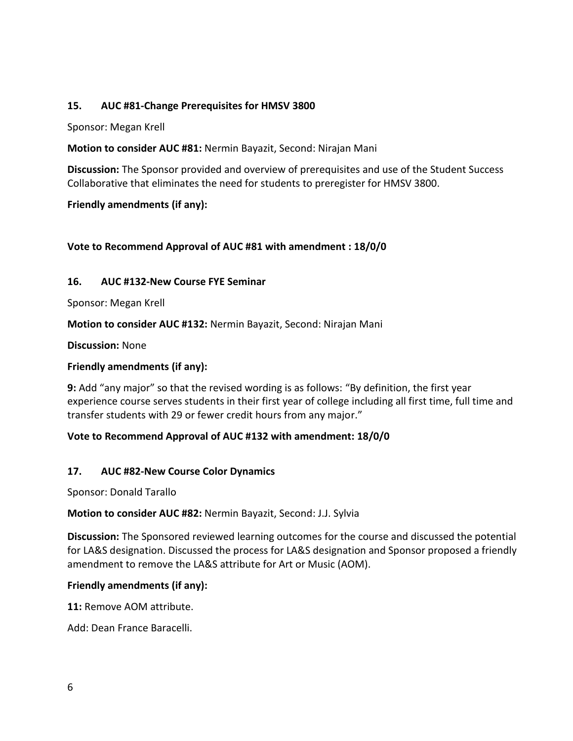**15. AUC #81-Change Prerequisites for HMSV 3800**

Sponsor: Megan Krell

**Motion to consider AUC #81:** Nermin Bayazit, Second: Nirajan Mani

**Discussion:** The Sponsor provided and overview of prerequisites and use of the Student Success Collaborative that eliminates the need for students to preregister for HMSV 3800.

**Friendly amendments (if any):**

**Vote to Recommend Approval of AUC #81 with amendment : 18/0/0**

**16. AUC #132-New Course FYE Seminar**

Sponsor: Megan Krell

**Motion to consider AUC #132:** Nermin Bayazit, Second: Nirajan Mani

**Discussion:** None

**Friendly amendments (if any):**

**9:** Add "any major" so that the revised wording is as follows: "By definition, the first year experience course serves students in their first year of college including all first time, full time and transfer students with 29 or fewer credit hours from any major."

**Vote to Recommend Approval of AUC #132 with amendment: 18/0/0**

**17. AUC #82-New Course Color Dynamics**

Sponsor: Donald Tarallo

**Motion to consider AUC #82:** Nermin Bayazit, Second: J.J. Sylvia

**Discussion:** The Sponsored reviewed learning outcomes for the course and discussed the potential for LA&S designation. Discussed the process for LA&S designation and Sponsor proposed a friendly amendment to remove the LA&S attribute for Art or Music (AOM).

**Friendly amendments (if any):**

**11:** Remove AOM attribute.

Add: Dean France Baracelli.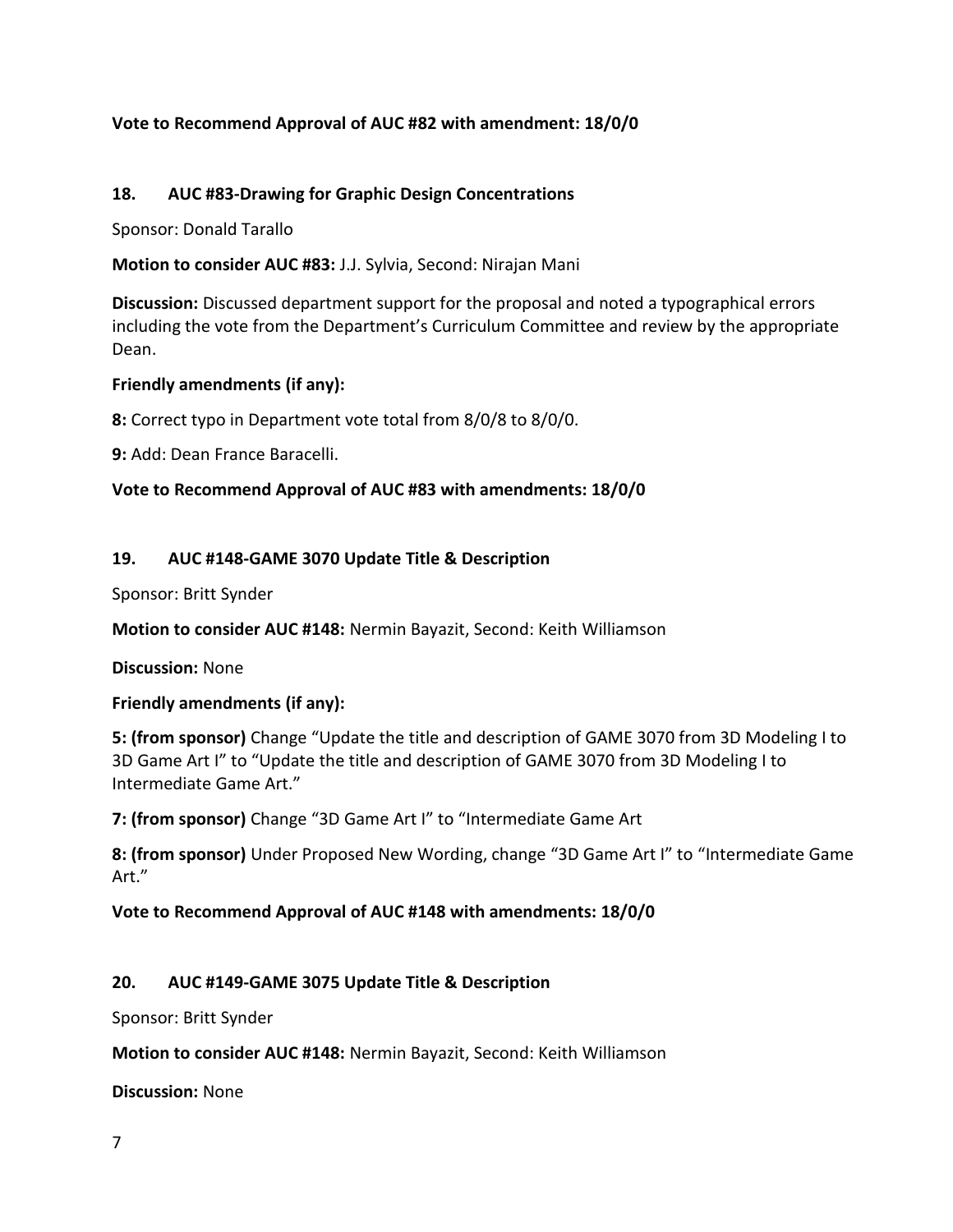**Vote to Recommend Approval of AUC #82 with amendment: 18/0/0**

## 18. AUC #83-Drawing for Graphic Design Concentrations

Sponsor: Donald Tarallo

**Motion to consider AUC #83:** J.J. Sylvia, Second: Nirajan Mani

**Discussion:** Discussed department support for the proposal and noted a typographical errors including the vote from the Department's Curriculum Committee and review by the appropriate Dean.

**Friendly amendments (if any):**

**8:** Correct typo in Department vote total from 8/0/8 to 8/0/0.

**9:** Add: Dean France Baracelli.

**Vote to Recommend Approval of AUC #83 with amendments: 18/0/0**

## 19. AUC #148-GAME 3070 Update Title & Description

Sponsor: Britt Synder

**Motion to consider AUC #148:** Nermin Bayazit, Second: Keith Williamson

**Discussion:** None

**Friendly amendments (if any):**

**5: (from sponsor)** Change "Update the title and description of GAME 3070 from 3D Modeling I to 3D Game Art I" to "Update the title and description of GAME 3070 from 3D Modeling I to Intermediate Game Art."

**7: (from sponsor)** Change "3D Game Art I" to "Intermediate Game Art

**8: (from sponsor)** Under Proposed New Wording, change "3D Game Art I" to "Intermediate Game Art."

**Vote to Recommend Approval of AUC #148 with amendments: 18/0/0**

## 20. AUC #149-GAME 3075 Update Title & Description

Sponsor: Britt Synder

**Motion to consider AUC #148:** Nermin Bayazit, Second: Keith Williamson

**Discussion:** None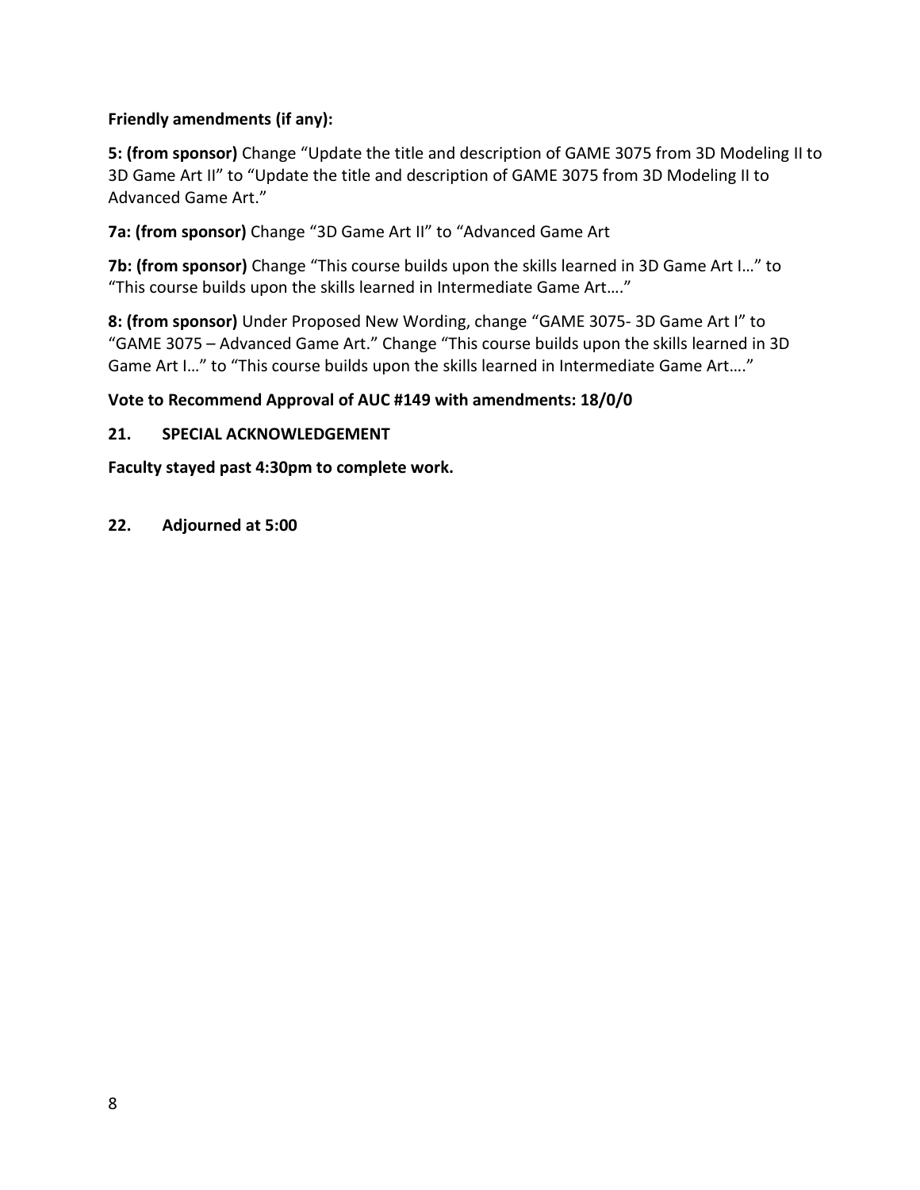**Friendly amendments (if any):**

**5: (from sponsor)** Change “Update the title and description of GAME 3075 from 3D Modeling II to 3D Game Art II” to “Update the title and description of GAME 3075 from 3D Modeling II to Advanced Game Art.”

**7a: (from sponsor)** Change “3D Game Art II” to “Advanced Game Art

**7b: (from sponsor)** Change “This course builds upon the skills learned in 3D Game Art I…” to “This course builds upon the skills learned in Intermediate Game Art….”

**8: (from sponsor)** Under Proposed New Wording, change “GAME 3075- 3D Game Art I” to “GAME 3075 – Advanced Game Art.” Change “This course builds upon the skills learned in 3D Game Art I…” to “This course builds upon the skills learned in Intermediate Game Art….”

**Vote to Recommend Approval of AUC #149 with amendments: 18/0/0**

**21. SPECIAL ACKNOWLEDGEMENT**

**Faculty stayed past 4:30pm to complete work.**

**22. Adjourned at 5:00**